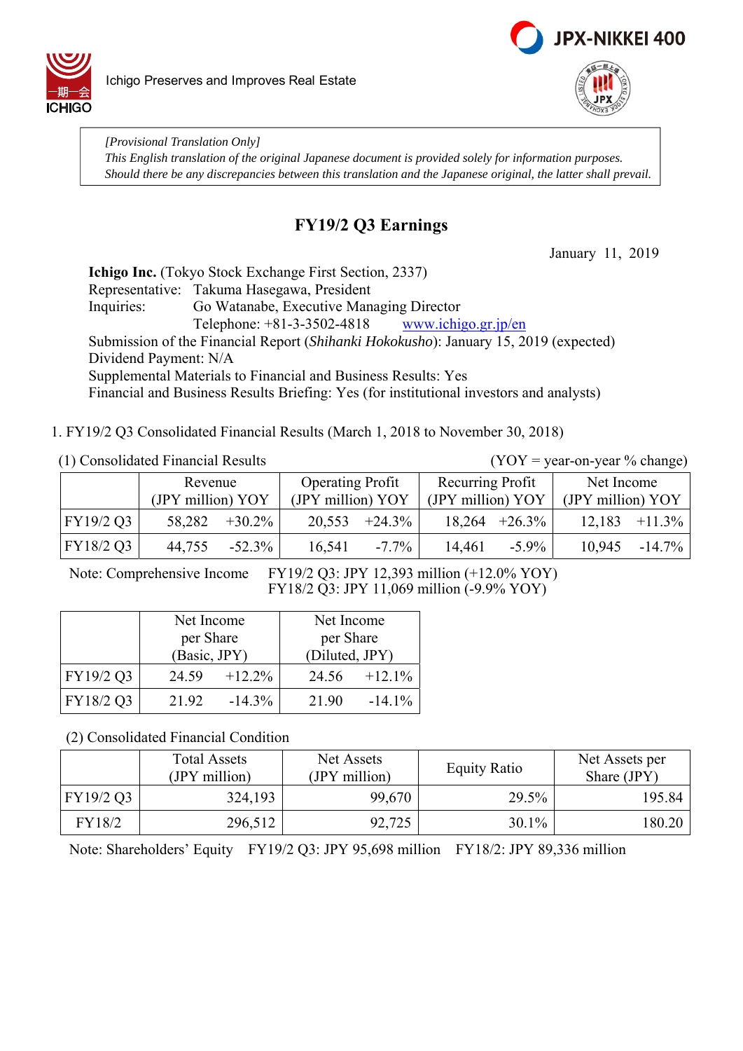Ichigo Preserves and Improves Real Estate

> *[Provisional Translation Only]*
> *This English translation of the original Japanese document is provided solely for information purposes. Should there be any discrepancies between this translation and the Japanese original, the latter shall prevail.*

# FY19/2 Q3 Earnings

January 11, 2019

**Ichigo Inc.** (Tokyo Stock Exchange First Section, 2337)
Representative: Takuma Hasegawa, President
Inquiries: Go Watanabe, Executive Managing Director
Telephone: +81-3-3502-4818 www.ichigo.gr.jp/en
Submission of the Financial Report (*Shihanki Hokokusho*): January 15, 2019 (expected)
Dividend Payment: N/A
Supplemental Materials to Financial and Business Results: Yes
Financial and Business Results Briefing: Yes (for institutional investors and analysts)

1. FY19/2 Q3 Consolidated Financial Results (March 1, 2018 to November 30, 2018)

(1) Consolidated Financial Results (YOY = year-on-year % change)

| | Revenue (JPY million) | YOY | Operating Profit (JPY million) | YOY | Recurring Profit (JPY million) | YOY | Net Income (JPY million) | YOY |
|---|---|---|---|---|---|---|---|---|
| FY19/2 Q3 | 58,282 | +30.2% | 20,553 | +24.3% | 18,264 | +26.3% | 12,183 | +11.3% |
| FY18/2 Q3 | 44,755 | -52.3% | 16,541 | -7.7% | 14,461 | -5.9% | 10,945 | -14.7% |

Note: Comprehensive Income FY19/2 Q3: JPY 12,393 million (+12.0% YOY)
FY18/2 Q3: JPY 11,069 million (-9.9% YOY)

| | Net Income per Share (Basic, JPY) | | Net Income per Share (Diluted, JPY) | |
|---|---|---|---|---|
| FY19/2 Q3 | 24.59 | +12.2% | 24.56 | +12.1% |
| FY18/2 Q3 | 21.92 | -14.3% | 21.90 | -14.1% |

(2) Consolidated Financial Condition

| | Total Assets (JPY million) | Net Assets (JPY million) | Equity Ratio | Net Assets per Share (JPY) |
|---|---|---|---|---|
| FY19/2 Q3 | 324,193 | 99,670 | 29.5% | 195.84 |
| FY18/2 | 296,512 | 92,725 | 30.1% | 180.20 |

Note: Shareholders' Equity FY19/2 Q3: JPY 95,698 million FY18/2: JPY 89,336 million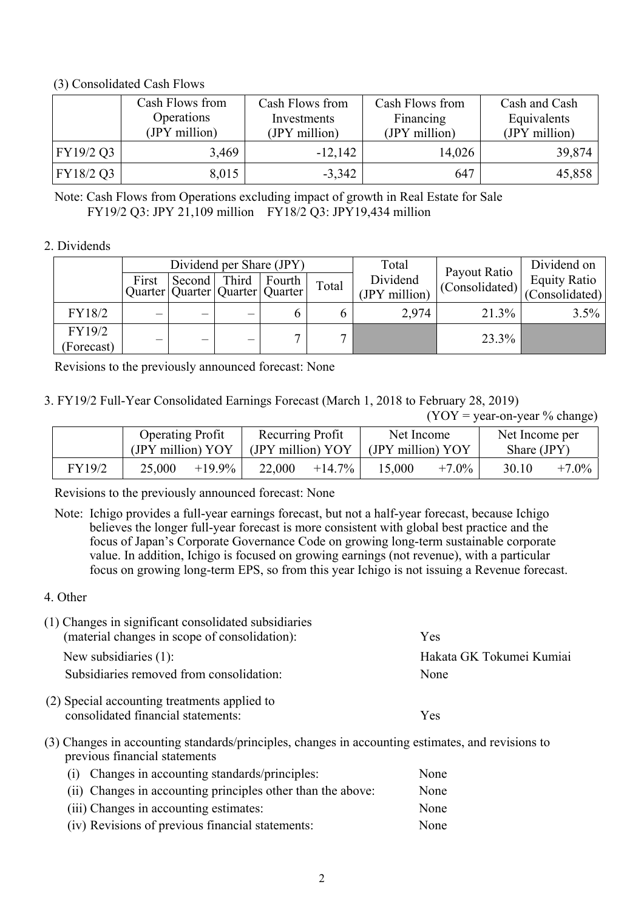(3) Consolidated Cash Flows

| | Cash Flows from Operations (JPY million) | Cash Flows from Investments (JPY million) | Cash Flows from Financing (JPY million) | Cash and Cash Equivalents (JPY million) |
|---|---|---|---|---|
| FY19/2 Q3 | 3,469 | -12,142 | 14,026 | 39,874 |
| FY18/2 Q3 | 8,015 | -3,342 | 647 | 45,858 |

Note: Cash Flows from Operations excluding impact of growth in Real Estate for Sale
FY19/2 Q3: JPY 21,109 million FY18/2 Q3: JPY19,434 million

2. Dividends

| | Dividend per Share (JPY) | | | | | Total Dividend (JPY million) | Payout Ratio (Consolidated) | Dividend on Equity Ratio (Consolidated) |
|---|---|---|---|---|---|---|---|---|
| | First Quarter | Second Quarter | Third Quarter | Fourth Quarter | Total | | | |
| FY18/2 | – | – | – | 6 | 6 | 2,974 | 21.3% | 3.5% |
| FY19/2 (Forecast) | – | – | – | 7 | 7 | | 23.3% | |

Revisions to the previously announced forecast: None

3. FY19/2 Full-Year Consolidated Earnings Forecast (March 1, 2018 to February 28, 2019)

(YOY = year-on-year % change)

| | Operating Profit (JPY million) | YOY | Recurring Profit (JPY million) | YOY | Net Income (JPY million) | YOY | Net Income per Share (JPY) | |
|---|---|---|---|---|---|---|---|---|
| FY19/2 | 25,000 | +19.9% | 22,000 | +14.7% | 15,000 | +7.0% | 30.10 | +7.0% |

Revisions to the previously announced forecast: None

Note: Ichigo provides a full-year earnings forecast, but not a half-year forecast, because Ichigo believes the longer full-year forecast is more consistent with global best practice and the focus of Japan's Corporate Governance Code on growing long-term sustainable corporate value. In addition, Ichigo is focused on growing earnings (not revenue), with a particular focus on growing long-term EPS, so from this year Ichigo is not issuing a Revenue forecast.

4. Other

(1) Changes in significant consolidated subsidiaries (material changes in scope of consolidation): Yes

New subsidiaries (1): Hakata GK Tokumei Kumiai

Subsidiaries removed from consolidation: None

(2) Special accounting treatments applied to consolidated financial statements: Yes

(3) Changes in accounting standards/principles, changes in accounting estimates, and revisions to previous financial statements

(i) Changes in accounting standards/principles: None

(ii) Changes in accounting principles other than the above: None

(iii) Changes in accounting estimates: None

(iv) Revisions of previous financial statements: None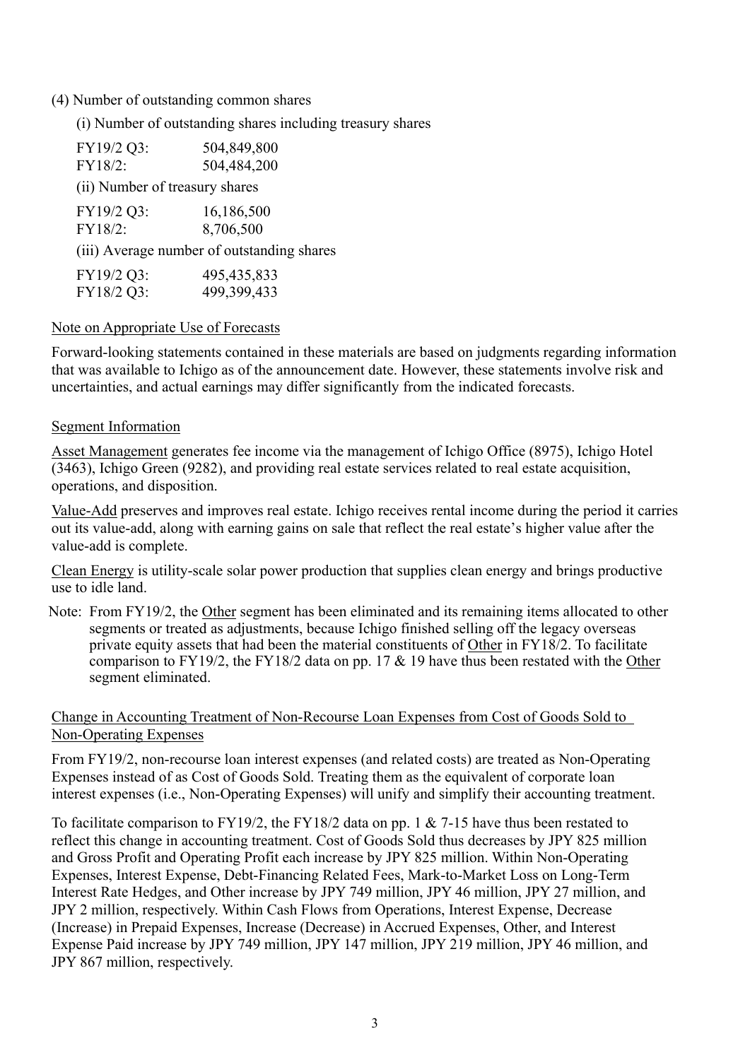(4) Number of outstanding common shares

(i) Number of outstanding shares including treasury shares

| | |
|---|---|
| FY19/2 Q3: | 504,849,800 |
| FY18/2: | 504,484,200 |

(ii) Number of treasury shares

| | |
|---|---|
| FY19/2 Q3: | 16,186,500 |
| FY18/2: | 8,706,500 |

(iii) Average number of outstanding shares

| | |
|---|---|
| FY19/2 Q3: | 495,435,833 |
| FY18/2 Q3: | 499,399,433 |

Note on Appropriate Use of Forecasts

Forward-looking statements contained in these materials are based on judgments regarding information that was available to Ichigo as of the announcement date. However, these statements involve risk and uncertainties, and actual earnings may differ significantly from the indicated forecasts.

Segment Information

Asset Management generates fee income via the management of Ichigo Office (8975), Ichigo Hotel (3463), Ichigo Green (9282), and providing real estate services related to real estate acquisition, operations, and disposition.

Value-Add preserves and improves real estate. Ichigo receives rental income during the period it carries out its value-add, along with earning gains on sale that reflect the real estate's higher value after the value-add is complete.

Clean Energy is utility-scale solar power production that supplies clean energy and brings productive use to idle land.

Note: From FY19/2, the Other segment has been eliminated and its remaining items allocated to other segments or treated as adjustments, because Ichigo finished selling off the legacy overseas private equity assets that had been the material constituents of Other in FY18/2. To facilitate comparison to FY19/2, the FY18/2 data on pp. 17 & 19 have thus been restated with the Other segment eliminated.

Change in Accounting Treatment of Non-Recourse Loan Expenses from Cost of Goods Sold to Non-Operating Expenses

From FY19/2, non-recourse loan interest expenses (and related costs) are treated as Non-Operating Expenses instead of as Cost of Goods Sold. Treating them as the equivalent of corporate loan interest expenses (i.e., Non-Operating Expenses) will unify and simplify their accounting treatment.

To facilitate comparison to FY19/2, the FY18/2 data on pp. 1 & 7-15 have thus been restated to reflect this change in accounting treatment. Cost of Goods Sold thus decreases by JPY 825 million and Gross Profit and Operating Profit each increase by JPY 825 million. Within Non-Operating Expenses, Interest Expense, Debt-Financing Related Fees, Mark-to-Market Loss on Long-Term Interest Rate Hedges, and Other increase by JPY 749 million, JPY 46 million, JPY 27 million, and JPY 2 million, respectively. Within Cash Flows from Operations, Interest Expense, Decrease (Increase) in Prepaid Expenses, Increase (Decrease) in Accrued Expenses, Other, and Interest Expense Paid increase by JPY 749 million, JPY 147 million, JPY 219 million, JPY 46 million, and JPY 867 million, respectively.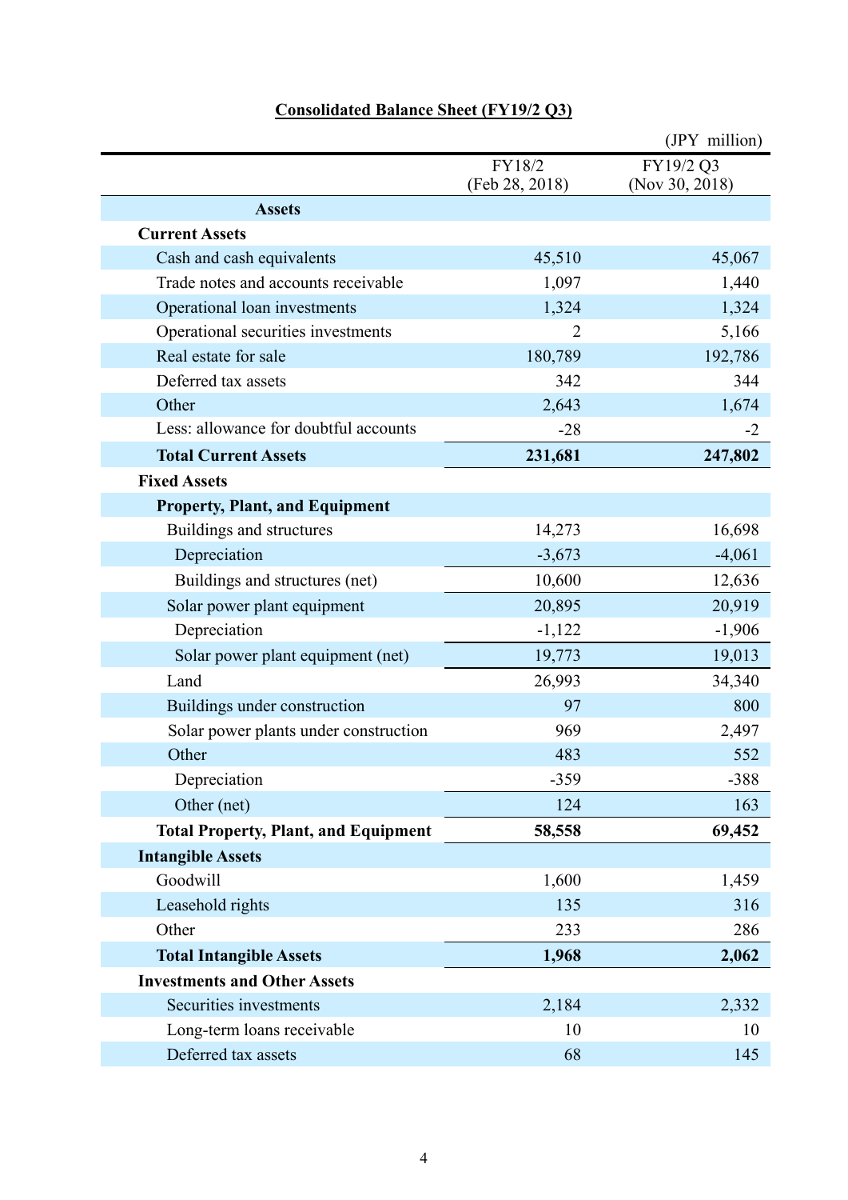## Consolidated Balance Sheet (FY19/2 Q3)

(JPY million)

| | FY18/2 (Feb 28, 2018) | FY19/2 Q3 (Nov 30, 2018) |
|---|---|---|
| **Assets** | | |
| **Current Assets** | | |
| Cash and cash equivalents | 45,510 | 45,067 |
| Trade notes and accounts receivable | 1,097 | 1,440 |
| Operational loan investments | 1,324 | 1,324 |
| Operational securities investments | 2 | 5,166 |
| Real estate for sale | 180,789 | 192,786 |
| Deferred tax assets | 342 | 344 |
| Other | 2,643 | 1,674 |
| Less: allowance for doubtful accounts | -28 | -2 |
| **Total Current Assets** | **231,681** | **247,802** |
| **Fixed Assets** | | |
| **Property, Plant, and Equipment** | | |
| Buildings and structures | 14,273 | 16,698 |
| Depreciation | -3,673 | -4,061 |
| Buildings and structures (net) | 10,600 | 12,636 |
| Solar power plant equipment | 20,895 | 20,919 |
| Depreciation | -1,122 | -1,906 |
| Solar power plant equipment (net) | 19,773 | 19,013 |
| Land | 26,993 | 34,340 |
| Buildings under construction | 97 | 800 |
| Solar power plants under construction | 969 | 2,497 |
| Other | 483 | 552 |
| Depreciation | -359 | -388 |
| Other (net) | 124 | 163 |
| **Total Property, Plant, and Equipment** | **58,558** | **69,452** |
| **Intangible Assets** | | |
| Goodwill | 1,600 | 1,459 |
| Leasehold rights | 135 | 316 |
| Other | 233 | 286 |
| **Total Intangible Assets** | **1,968** | **2,062** |
| **Investments and Other Assets** | | |
| Securities investments | 2,184 | 2,332 |
| Long-term loans receivable | 10 | 10 |
| Deferred tax assets | 68 | 145 |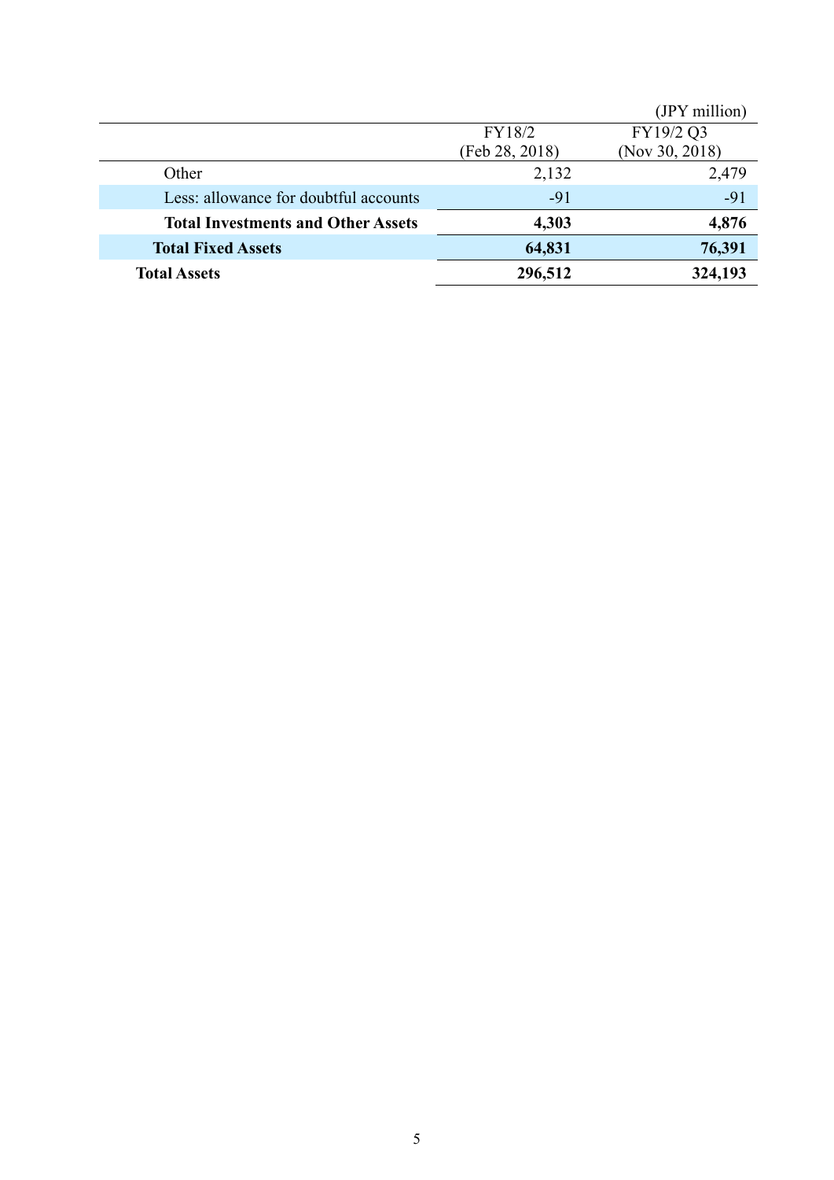(JPY million)

| | FY18/2 (Feb 28, 2018) | FY19/2 Q3 (Nov 30, 2018) |
|---|---|---|
| Other | 2,132 | 2,479 |
| Less: allowance for doubtful accounts | -91 | -91 |
| **Total Investments and Other Assets** | **4,303** | **4,876** |
| **Total Fixed Assets** | **64,831** | **76,391** |
| **Total Assets** | **296,512** | **324,193** |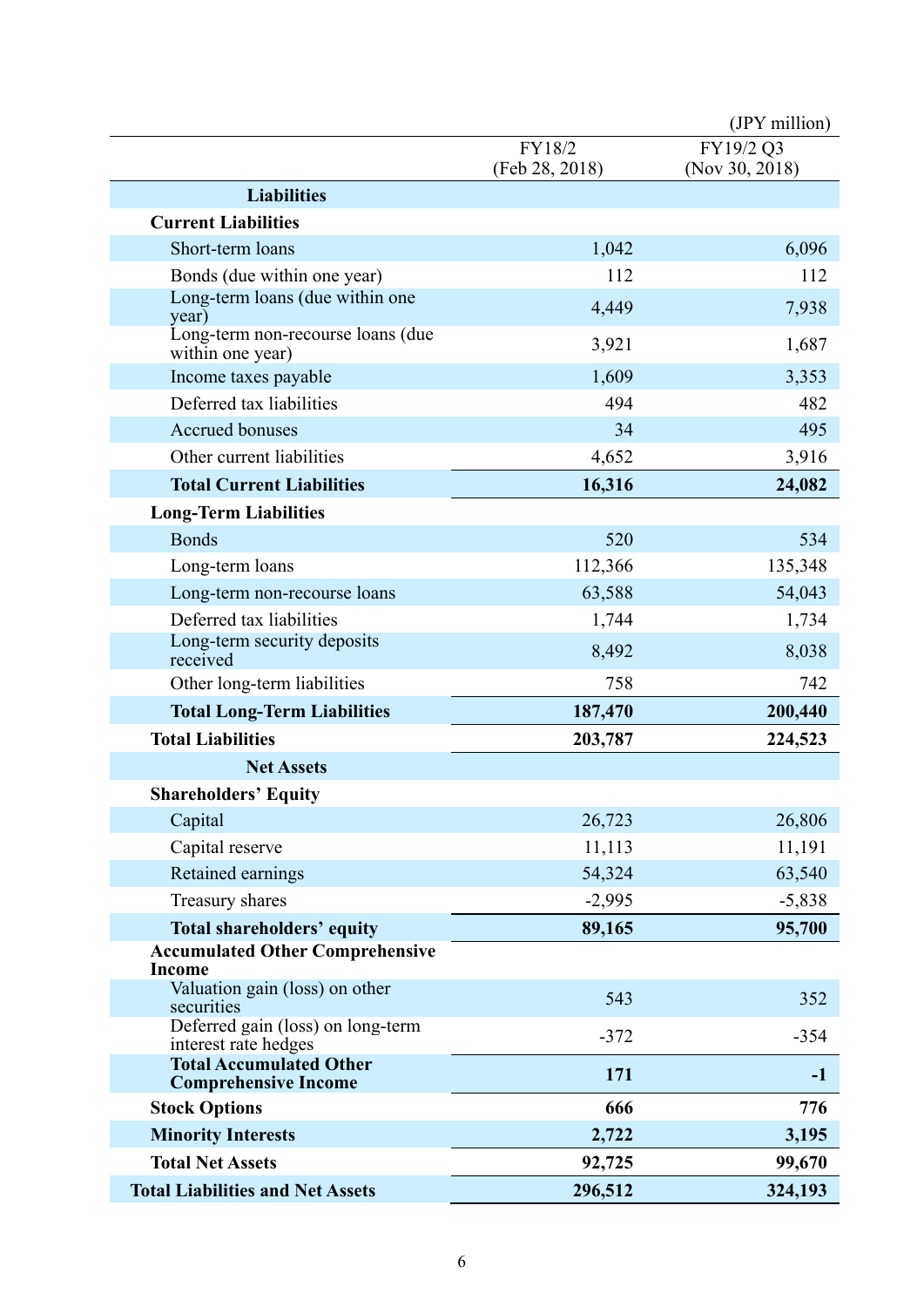(JPY million)

| | FY18/2 (Feb 28, 2018) | FY19/2 Q3 (Nov 30, 2018) |
|---|---|---|
| **Liabilities** | | |
| **Current Liabilities** | | |
| Short-term loans | 1,042 | 6,096 |
| Bonds (due within one year) | 112 | 112 |
| Long-term loans (due within one year) | 4,449 | 7,938 |
| Long-term non-recourse loans (due within one year) | 3,921 | 1,687 |
| Income taxes payable | 1,609 | 3,353 |
| Deferred tax liabilities | 494 | 482 |
| Accrued bonuses | 34 | 495 |
| Other current liabilities | 4,652 | 3,916 |
| **Total Current Liabilities** | **16,316** | **24,082** |
| **Long-Term Liabilities** | | |
| Bonds | 520 | 534 |
| Long-term loans | 112,366 | 135,348 |
| Long-term non-recourse loans | 63,588 | 54,043 |
| Deferred tax liabilities | 1,744 | 1,734 |
| Long-term security deposits received | 8,492 | 8,038 |
| Other long-term liabilities | 758 | 742 |
| **Total Long-Term Liabilities** | **187,470** | **200,440** |
| **Total Liabilities** | **203,787** | **224,523** |
| **Net Assets** | | |
| **Shareholders' Equity** | | |
| Capital | 26,723 | 26,806 |
| Capital reserve | 11,113 | 11,191 |
| Retained earnings | 54,324 | 63,540 |
| Treasury shares | -2,995 | -5,838 |
| **Total shareholders' equity** | **89,165** | **95,700** |
| **Accumulated Other Comprehensive Income** | | |
| Valuation gain (loss) on other securities | 543 | 352 |
| Deferred gain (loss) on long-term interest rate hedges | -372 | -354 |
| **Total Accumulated Other Comprehensive Income** | **171** | **-1** |
| **Stock Options** | **666** | **776** |
| **Minority Interests** | **2,722** | **3,195** |
| **Total Net Assets** | **92,725** | **99,670** |
| **Total Liabilities and Net Assets** | **296,512** | **324,193** |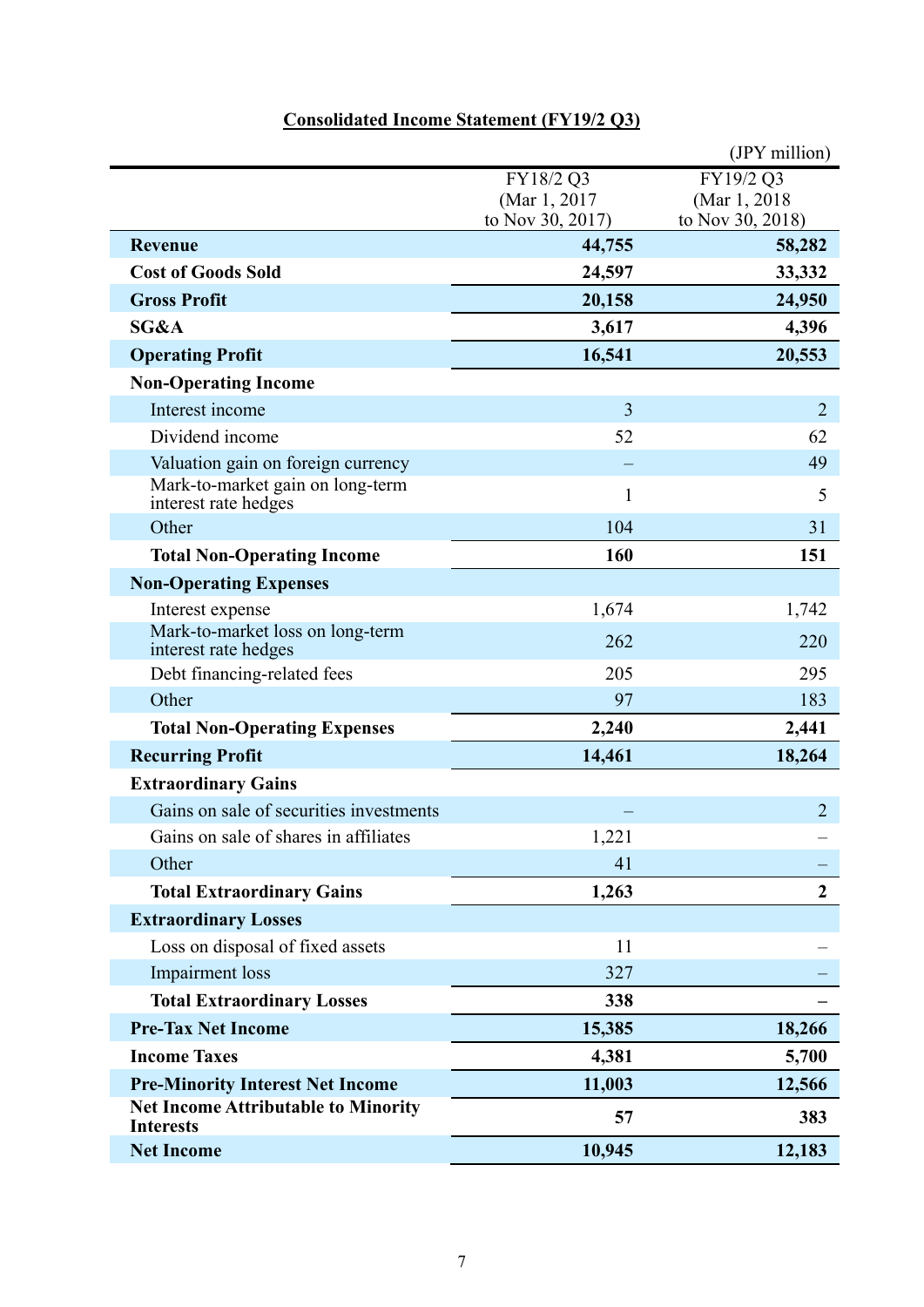## Consolidated Income Statement (FY19/2 Q3)

(JPY million)

| | FY18/2 Q3 (Mar 1, 2017 to Nov 30, 2017) | FY19/2 Q3 (Mar 1, 2018 to Nov 30, 2018) |
|---|---|---|
| **Revenue** | **44,755** | **58,282** |
| **Cost of Goods Sold** | **24,597** | **33,332** |
| **Gross Profit** | **20,158** | **24,950** |
| **SG&A** | **3,617** | **4,396** |
| **Operating Profit** | **16,541** | **20,553** |
| **Non-Operating Income** | | |
| Interest income | 3 | 2 |
| Dividend income | 52 | 62 |
| Valuation gain on foreign currency | – | 49 |
| Mark-to-market gain on long-term interest rate hedges | 1 | 5 |
| Other | 104 | 31 |
| **Total Non-Operating Income** | **160** | **151** |
| **Non-Operating Expenses** | | |
| Interest expense | 1,674 | 1,742 |
| Mark-to-market loss on long-term interest rate hedges | 262 | 220 |
| Debt financing-related fees | 205 | 295 |
| Other | 97 | 183 |
| **Total Non-Operating Expenses** | **2,240** | **2,441** |
| **Recurring Profit** | **14,461** | **18,264** |
| **Extraordinary Gains** | | |
| Gains on sale of securities investments | – | 2 |
| Gains on sale of shares in affiliates | 1,221 | – |
| Other | 41 | – |
| **Total Extraordinary Gains** | **1,263** | **2** |
| **Extraordinary Losses** | | |
| Loss on disposal of fixed assets | 11 | – |
| Impairment loss | 327 | – |
| **Total Extraordinary Losses** | **338** | **–** |
| **Pre-Tax Net Income** | **15,385** | **18,266** |
| **Income Taxes** | **4,381** | **5,700** |
| **Pre-Minority Interest Net Income** | **11,003** | **12,566** |
| **Net Income Attributable to Minority Interests** | **57** | **383** |
| **Net Income** | **10,945** | **12,183** |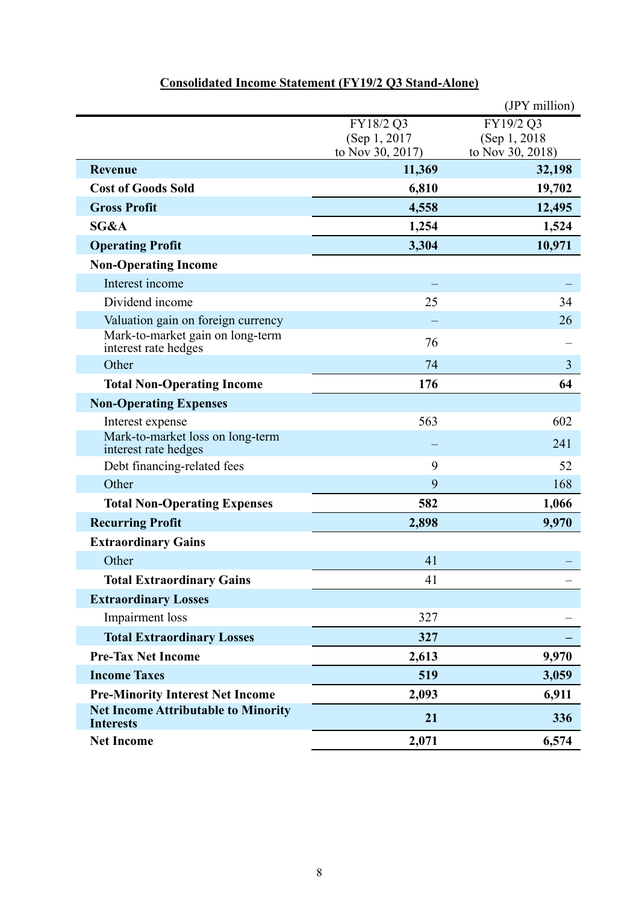**Consolidated Income Statement (FY19/2 Q3 Stand-Alone)**

(JPY million)

| | FY18/2 Q3 (Sep 1, 2017 to Nov 30, 2017) | FY19/2 Q3 (Sep 1, 2018 to Nov 30, 2018) |
|---|---|---|
| **Revenue** | **11,369** | **32,198** |
| **Cost of Goods Sold** | **6,810** | **19,702** |
| **Gross Profit** | **4,558** | **12,495** |
| **SG&A** | **1,254** | **1,524** |
| **Operating Profit** | **3,304** | **10,971** |
| **Non-Operating Income** | | |
| Interest income | – | – |
| Dividend income | 25 | 34 |
| Valuation gain on foreign currency | – | 26 |
| Mark-to-market gain on long-term interest rate hedges | 76 | – |
| Other | 74 | 3 |
| **Total Non-Operating Income** | **176** | **64** |
| **Non-Operating Expenses** | | |
| Interest expense | 563 | 602 |
| Mark-to-market loss on long-term interest rate hedges | – | 241 |
| Debt financing-related fees | 9 | 52 |
| Other | 9 | 168 |
| **Total Non-Operating Expenses** | **582** | **1,066** |
| **Recurring Profit** | **2,898** | **9,970** |
| **Extraordinary Gains** | | |
| Other | 41 | – |
| **Total Extraordinary Gains** | 41 | – |
| **Extraordinary Losses** | | |
| Impairment loss | 327 | – |
| **Total Extraordinary Losses** | **327** | **–** |
| **Pre-Tax Net Income** | **2,613** | **9,970** |
| **Income Taxes** | **519** | **3,059** |
| **Pre-Minority Interest Net Income** | **2,093** | **6,911** |
| **Net Income Attributable to Minority Interests** | **21** | **336** |
| **Net Income** | **2,071** | **6,574** |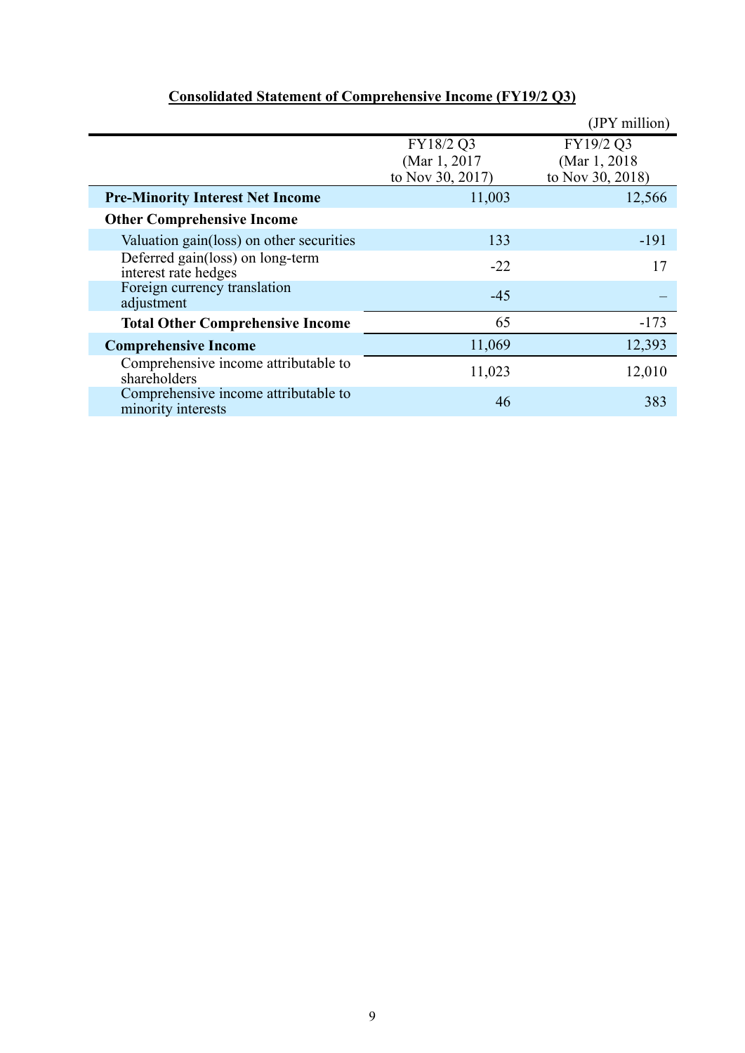## Consolidated Statement of Comprehensive Income (FY19/2 Q3)

(JPY million)

| | FY18/2 Q3 (Mar 1, 2017 to Nov 30, 2017) | FY19/2 Q3 (Mar 1, 2018 to Nov 30, 2018) |
|---|---|---|
| **Pre-Minority Interest Net Income** | 11,003 | 12,566 |
| **Other Comprehensive Income** | | |
| Valuation gain(loss) on other securities | 133 | -191 |
| Deferred gain(loss) on long-term interest rate hedges | -22 | 17 |
| Foreign currency translation adjustment | -45 | – |
| **Total Other Comprehensive Income** | 65 | -173 |
| **Comprehensive Income** | 11,069 | 12,393 |
| Comprehensive income attributable to shareholders | 11,023 | 12,010 |
| Comprehensive income attributable to minority interests | 46 | 383 |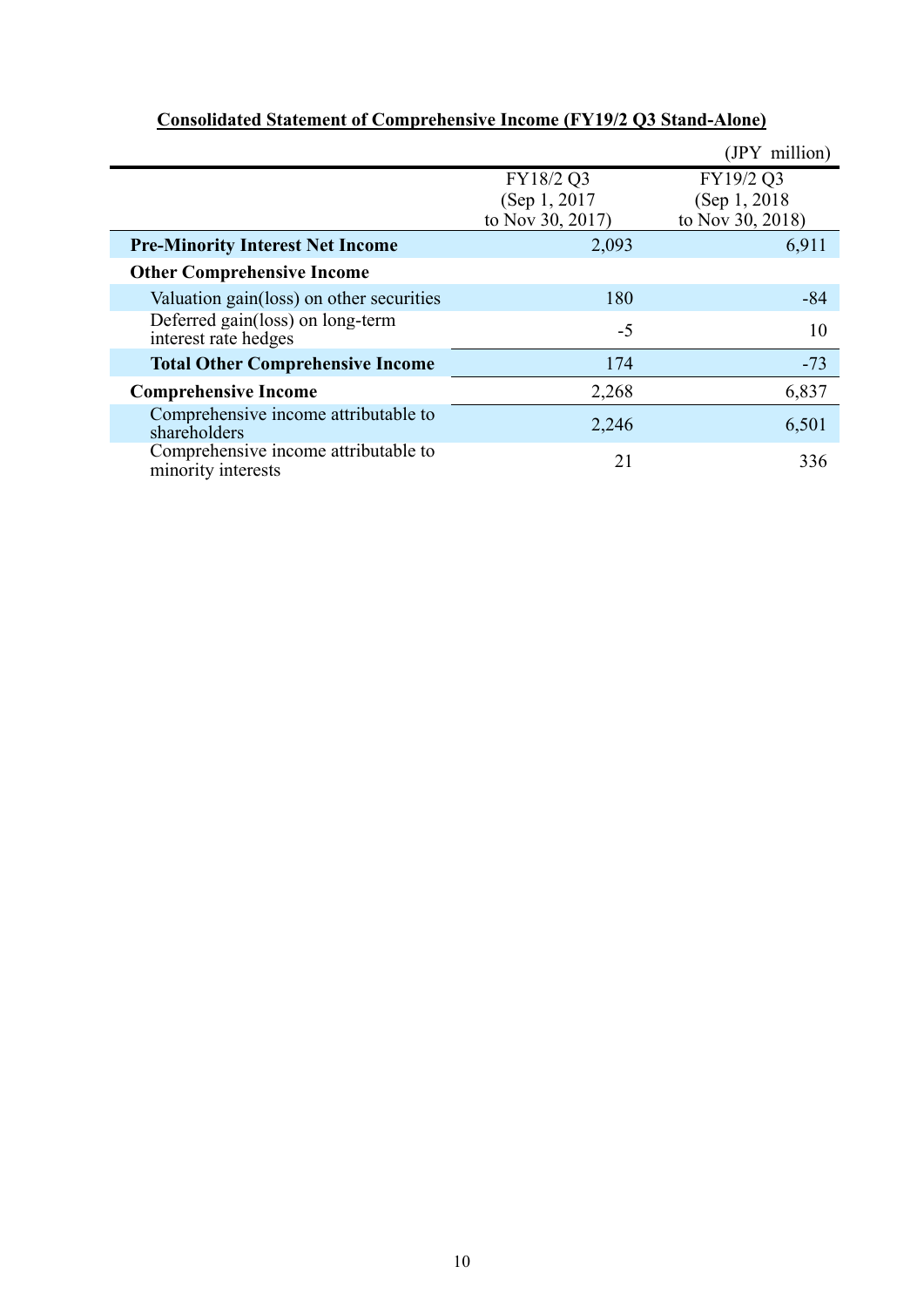**Consolidated Statement of Comprehensive Income (FY19/2 Q3 Stand-Alone)**

(JPY million)

| | FY18/2 Q3 (Sep 1, 2017 to Nov 30, 2017) | FY19/2 Q3 (Sep 1, 2018 to Nov 30, 2018) |
|---|---|---|
| **Pre-Minority Interest Net Income** | 2,093 | 6,911 |
| **Other Comprehensive Income** | | |
| Valuation gain(loss) on other securities | 180 | -84 |
| Deferred gain(loss) on long-term interest rate hedges | -5 | 10 |
| **Total Other Comprehensive Income** | 174 | -73 |
| **Comprehensive Income** | 2,268 | 6,837 |
| Comprehensive income attributable to shareholders | 2,246 | 6,501 |
| Comprehensive income attributable to minority interests | 21 | 336 |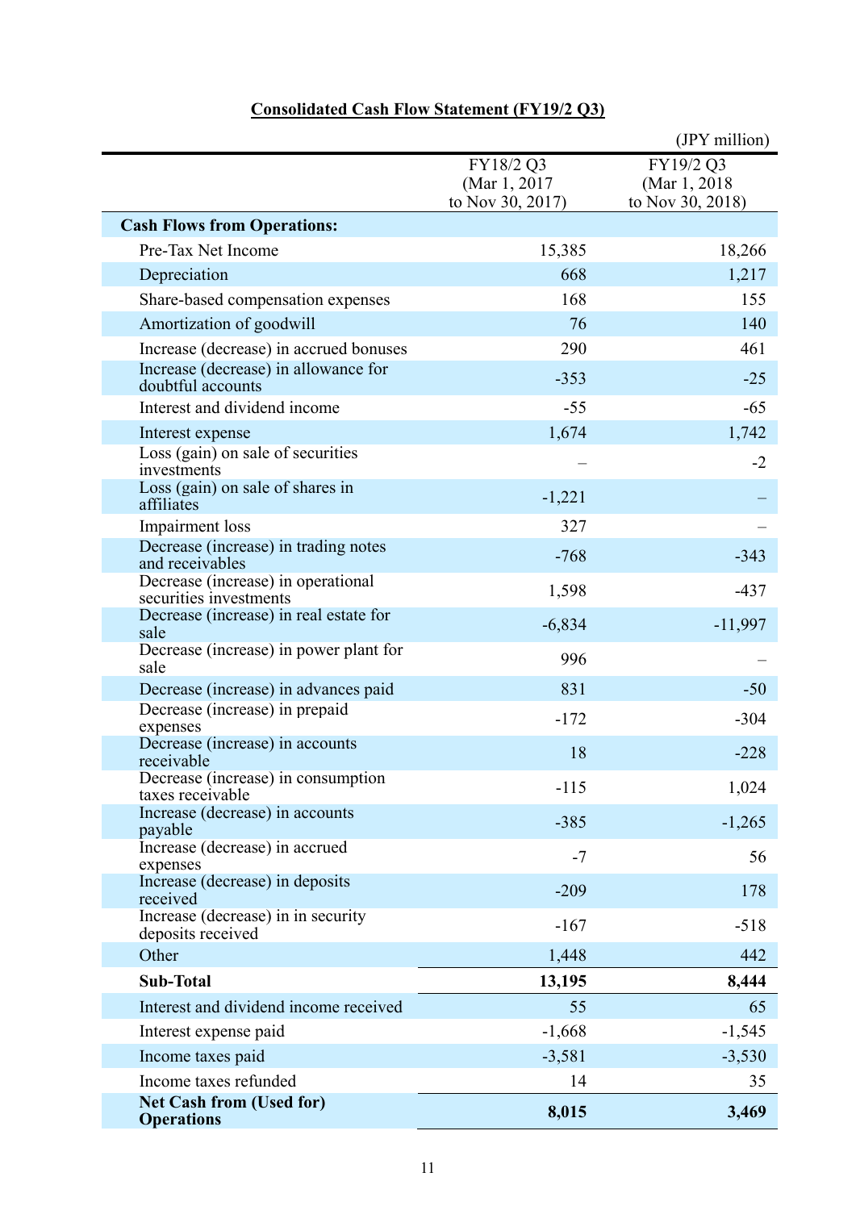## Consolidated Cash Flow Statement (FY19/2 Q3)

(JPY million)

| | FY18/2 Q3 (Mar 1, 2017 to Nov 30, 2017) | FY19/2 Q3 (Mar 1, 2018 to Nov 30, 2018) |
|---|---|---|
| **Cash Flows from Operations:** | | |
| Pre-Tax Net Income | 15,385 | 18,266 |
| Depreciation | 668 | 1,217 |
| Share-based compensation expenses | 168 | 155 |
| Amortization of goodwill | 76 | 140 |
| Increase (decrease) in accrued bonuses | 290 | 461 |
| Increase (decrease) in allowance for doubtful accounts | -353 | -25 |
| Interest and dividend income | -55 | -65 |
| Interest expense | 1,674 | 1,742 |
| Loss (gain) on sale of securities investments | – | -2 |
| Loss (gain) on sale of shares in affiliates | -1,221 | – |
| Impairment loss | 327 | – |
| Decrease (increase) in trading notes and receivables | -768 | -343 |
| Decrease (increase) in operational securities investments | 1,598 | -437 |
| Decrease (increase) in real estate for sale | -6,834 | -11,997 |
| Decrease (increase) in power plant for sale | 996 | – |
| Decrease (increase) in advances paid | 831 | -50 |
| Decrease (increase) in prepaid expenses | -172 | -304 |
| Decrease (increase) in accounts receivable | 18 | -228 |
| Decrease (increase) in consumption taxes receivable | -115 | 1,024 |
| Increase (decrease) in accounts payable | -385 | -1,265 |
| Increase (decrease) in accrued expenses | -7 | 56 |
| Increase (decrease) in deposits received | -209 | 178 |
| Increase (decrease) in in security deposits received | -167 | -518 |
| Other | 1,448 | 442 |
| **Sub-Total** | **13,195** | **8,444** |
| Interest and dividend income received | 55 | 65 |
| Interest expense paid | -1,668 | -1,545 |
| Income taxes paid | -3,581 | -3,530 |
| Income taxes refunded | 14 | 35 |
| **Net Cash from (Used for) Operations** | **8,015** | **3,469** |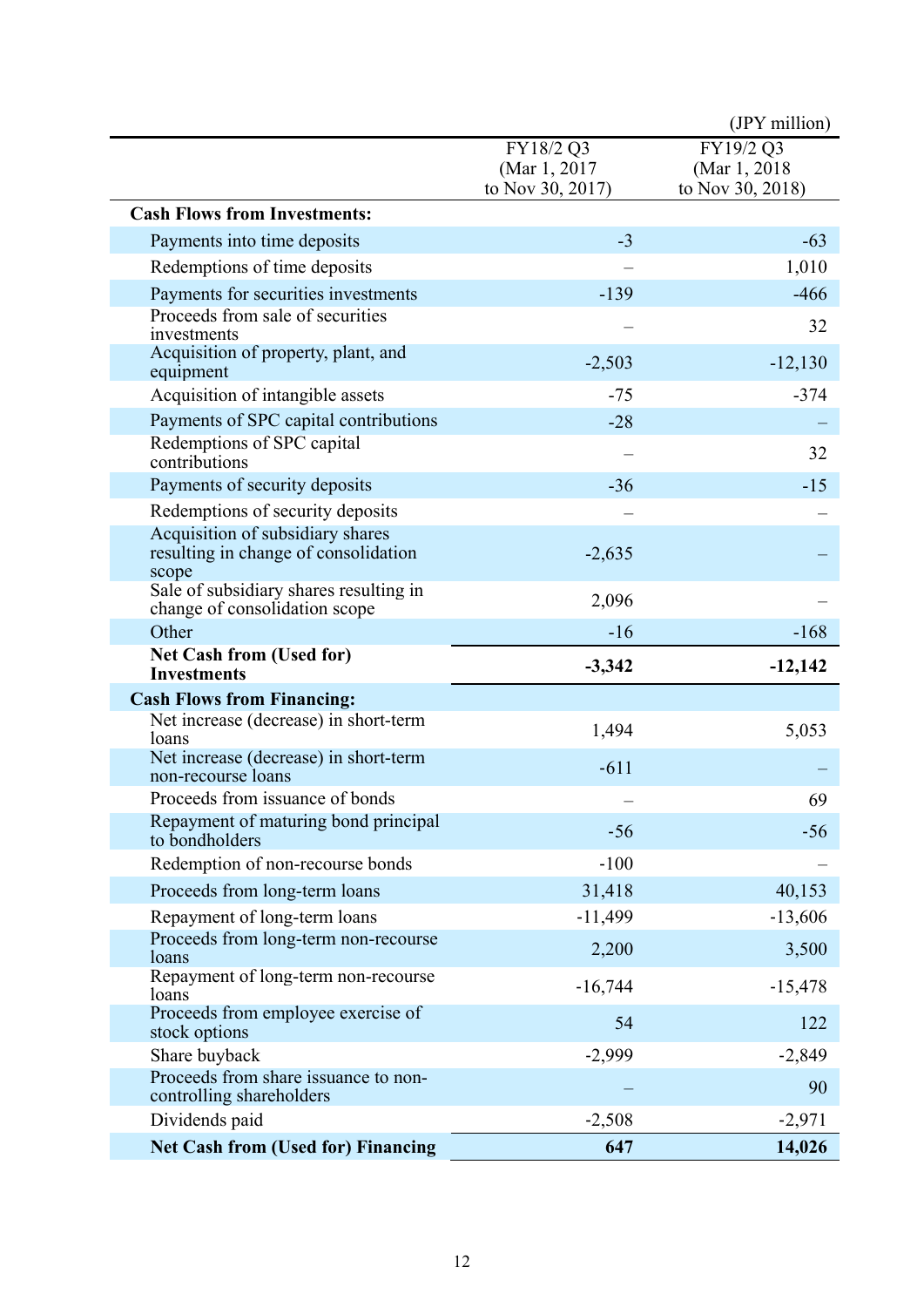(JPY million)

| | FY18/2 Q3 (Mar 1, 2017 to Nov 30, 2017) | FY19/2 Q3 (Mar 1, 2018 to Nov 30, 2018) |
|---|---|---|
| **Cash Flows from Investments:** | | |
| Payments into time deposits | -3 | -63 |
| Redemptions of time deposits | – | 1,010 |
| Payments for securities investments | -139 | -466 |
| Proceeds from sale of securities investments | – | 32 |
| Acquisition of property, plant, and equipment | -2,503 | -12,130 |
| Acquisition of intangible assets | -75 | -374 |
| Payments of SPC capital contributions | -28 | – |
| Redemptions of SPC capital contributions | – | 32 |
| Payments of security deposits | -36 | -15 |
| Redemptions of security deposits | – | – |
| Acquisition of subsidiary shares resulting in change of consolidation scope | -2,635 | – |
| Sale of subsidiary shares resulting in change of consolidation scope | 2,096 | – |
| Other | -16 | -168 |
| **Net Cash from (Used for) Investments** | **-3,342** | **-12,142** |
| **Cash Flows from Financing:** | | |
| Net increase (decrease) in short-term loans | 1,494 | 5,053 |
| Net increase (decrease) in short-term non-recourse loans | -611 | – |
| Proceeds from issuance of bonds | – | 69 |
| Repayment of maturing bond principal to bondholders | -56 | -56 |
| Redemption of non-recourse bonds | -100 | – |
| Proceeds from long-term loans | 31,418 | 40,153 |
| Repayment of long-term loans | -11,499 | -13,606 |
| Proceeds from long-term non-recourse loans | 2,200 | 3,500 |
| Repayment of long-term non-recourse loans | -16,744 | -15,478 |
| Proceeds from employee exercise of stock options | 54 | 122 |
| Share buyback | -2,999 | -2,849 |
| Proceeds from share issuance to non-controlling shareholders | – | 90 |
| Dividends paid | -2,508 | -2,971 |
| **Net Cash from (Used for) Financing** | **647** | **14,026** |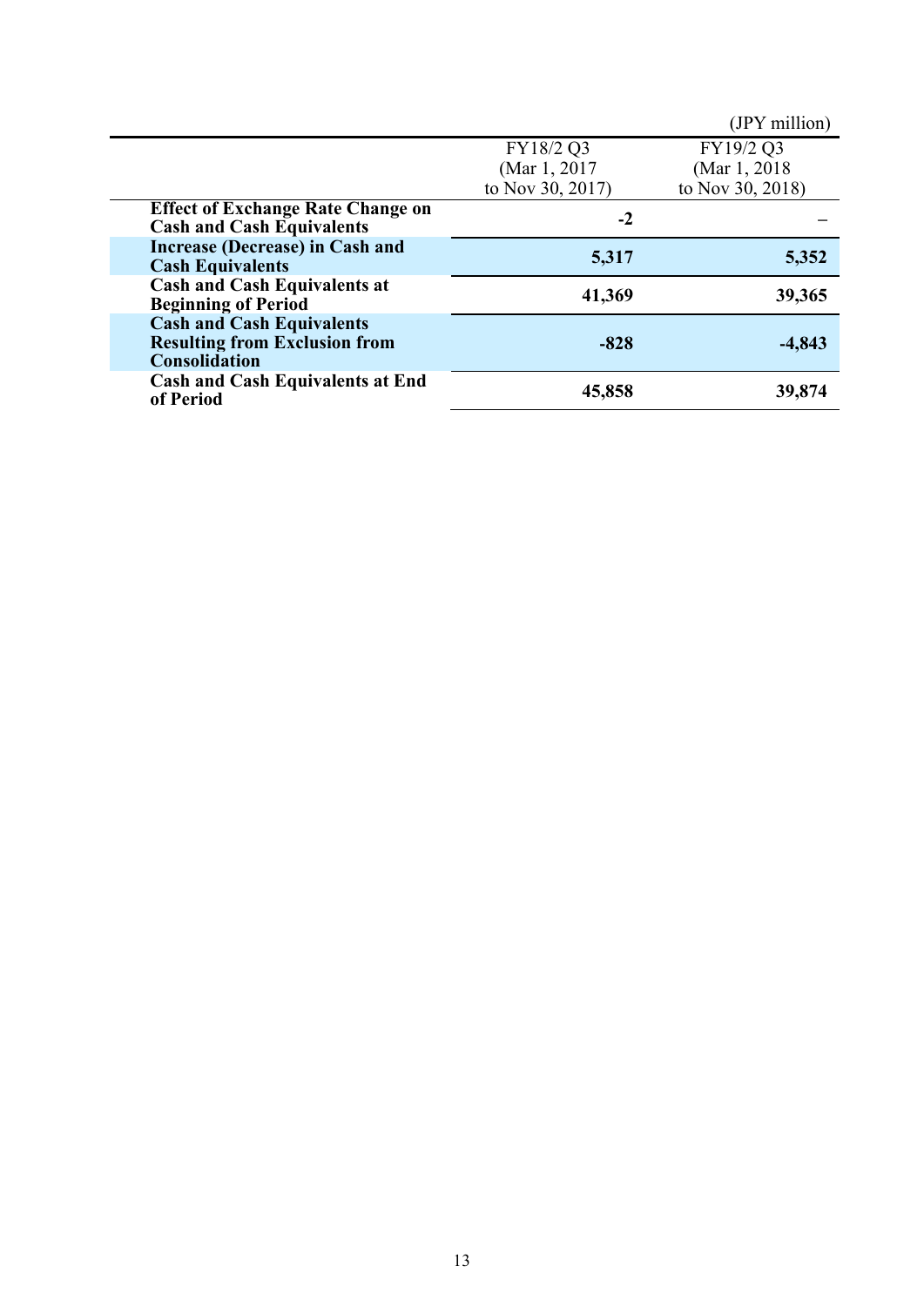(JPY million)

| | FY18/2 Q3 (Mar 1, 2017 to Nov 30, 2017) | FY19/2 Q3 (Mar 1, 2018 to Nov 30, 2018) |
|---|---|---|
| **Effect of Exchange Rate Change on Cash and Cash Equivalents** | **-2** | – |
| **Increase (Decrease) in Cash and Cash Equivalents** | **5,317** | **5,352** |
| **Cash and Cash Equivalents at Beginning of Period** | **41,369** | **39,365** |
| **Cash and Cash Equivalents Resulting from Exclusion from Consolidation** | **-828** | **-4,843** |
| **Cash and Cash Equivalents at End of Period** | **45,858** | **39,874** |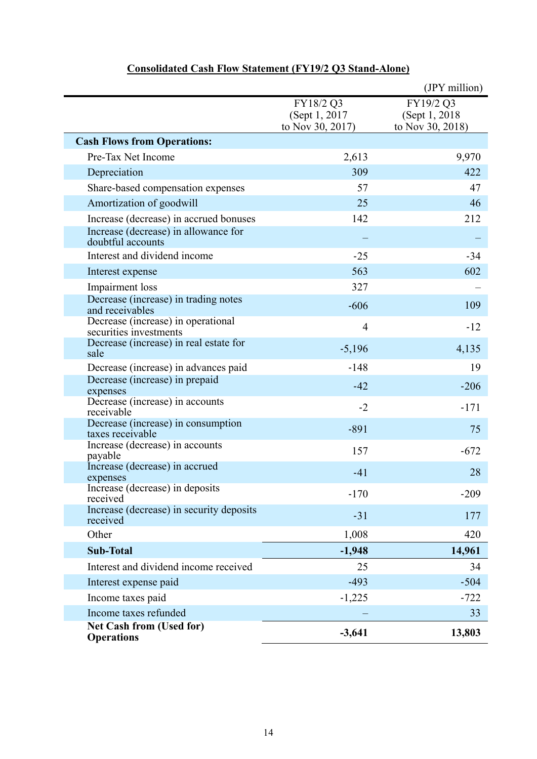**Consolidated Cash Flow Statement (FY19/2 Q3 Stand-Alone)**

(JPY million)

| | FY18/2 Q3 (Sept 1, 2017 to Nov 30, 2017) | FY19/2 Q3 (Sept 1, 2018 to Nov 30, 2018) |
|---|---|---|
| **Cash Flows from Operations:** | | |
| Pre-Tax Net Income | 2,613 | 9,970 |
| Depreciation | 309 | 422 |
| Share-based compensation expenses | 57 | 47 |
| Amortization of goodwill | 25 | 46 |
| Increase (decrease) in accrued bonuses | 142 | 212 |
| Increase (decrease) in allowance for doubtful accounts | – | – |
| Interest and dividend income | -25 | -34 |
| Interest expense | 563 | 602 |
| Impairment loss | 327 | – |
| Decrease (increase) in trading notes and receivables | -606 | 109 |
| Decrease (increase) in operational securities investments | 4 | -12 |
| Decrease (increase) in real estate for sale | -5,196 | 4,135 |
| Decrease (increase) in advances paid | -148 | 19 |
| Decrease (increase) in prepaid expenses | -42 | -206 |
| Decrease (increase) in accounts receivable | -2 | -171 |
| Decrease (increase) in consumption taxes receivable | -891 | 75 |
| Increase (decrease) in accounts payable | 157 | -672 |
| Increase (decrease) in accrued expenses | -41 | 28 |
| Increase (decrease) in deposits received | -170 | -209 |
| Increase (decrease) in security deposits received | -31 | 177 |
| Other | 1,008 | 420 |
| **Sub-Total** | **-1,948** | **14,961** |
| Interest and dividend income received | 25 | 34 |
| Interest expense paid | -493 | -504 |
| Income taxes paid | -1,225 | -722 |
| Income taxes refunded | – | 33 |
| **Net Cash from (Used for) Operations** | **-3,641** | **13,803** |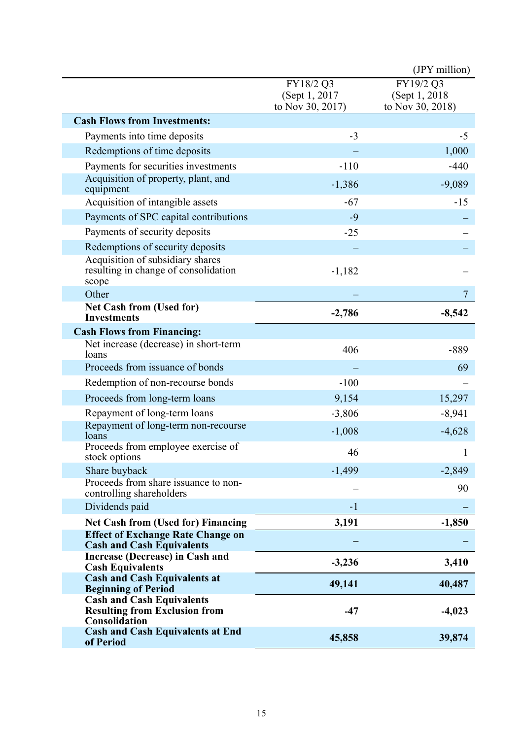(JPY million)

| | FY18/2 Q3 (Sept 1, 2017 to Nov 30, 2017) | FY19/2 Q3 (Sept 1, 2018 to Nov 30, 2018) |
|---|---|---|
| **Cash Flows from Investments:** | | |
| Payments into time deposits | -3 | -5 |
| Redemptions of time deposits | – | 1,000 |
| Payments for securities investments | -110 | -440 |
| Acquisition of property, plant, and equipment | -1,386 | -9,089 |
| Acquisition of intangible assets | -67 | -15 |
| Payments of SPC capital contributions | -9 | – |
| Payments of security deposits | -25 | – |
| Redemptions of security deposits | – | – |
| Acquisition of subsidiary shares resulting in change of consolidation scope | -1,182 | – |
| Other | – | 7 |
| **Net Cash from (Used for) Investments** | **-2,786** | **-8,542** |
| **Cash Flows from Financing:** | | |
| Net increase (decrease) in short-term loans | 406 | -889 |
| Proceeds from issuance of bonds | – | 69 |
| Redemption of non-recourse bonds | -100 | – |
| Proceeds from long-term loans | 9,154 | 15,297 |
| Repayment of long-term loans | -3,806 | -8,941 |
| Repayment of long-term non-recourse loans | -1,008 | -4,628 |
| Proceeds from employee exercise of stock options | 46 | 1 |
| Share buyback | -1,499 | -2,849 |
| Proceeds from share issuance to non-controlling shareholders | – | 90 |
| Dividends paid | -1 | – |
| **Net Cash from (Used for) Financing** | **3,191** | **-1,850** |
| **Effect of Exchange Rate Change on Cash and Cash Equivalents** | **–** | **–** |
| **Increase (Decrease) in Cash and Cash Equivalents** | **-3,236** | **3,410** |
| **Cash and Cash Equivalents at Beginning of Period** | **49,141** | **40,487** |
| **Cash and Cash Equivalents Resulting from Exclusion from Consolidation** | **-47** | **-4,023** |
| **Cash and Cash Equivalents at End of Period** | **45,858** | **39,874** |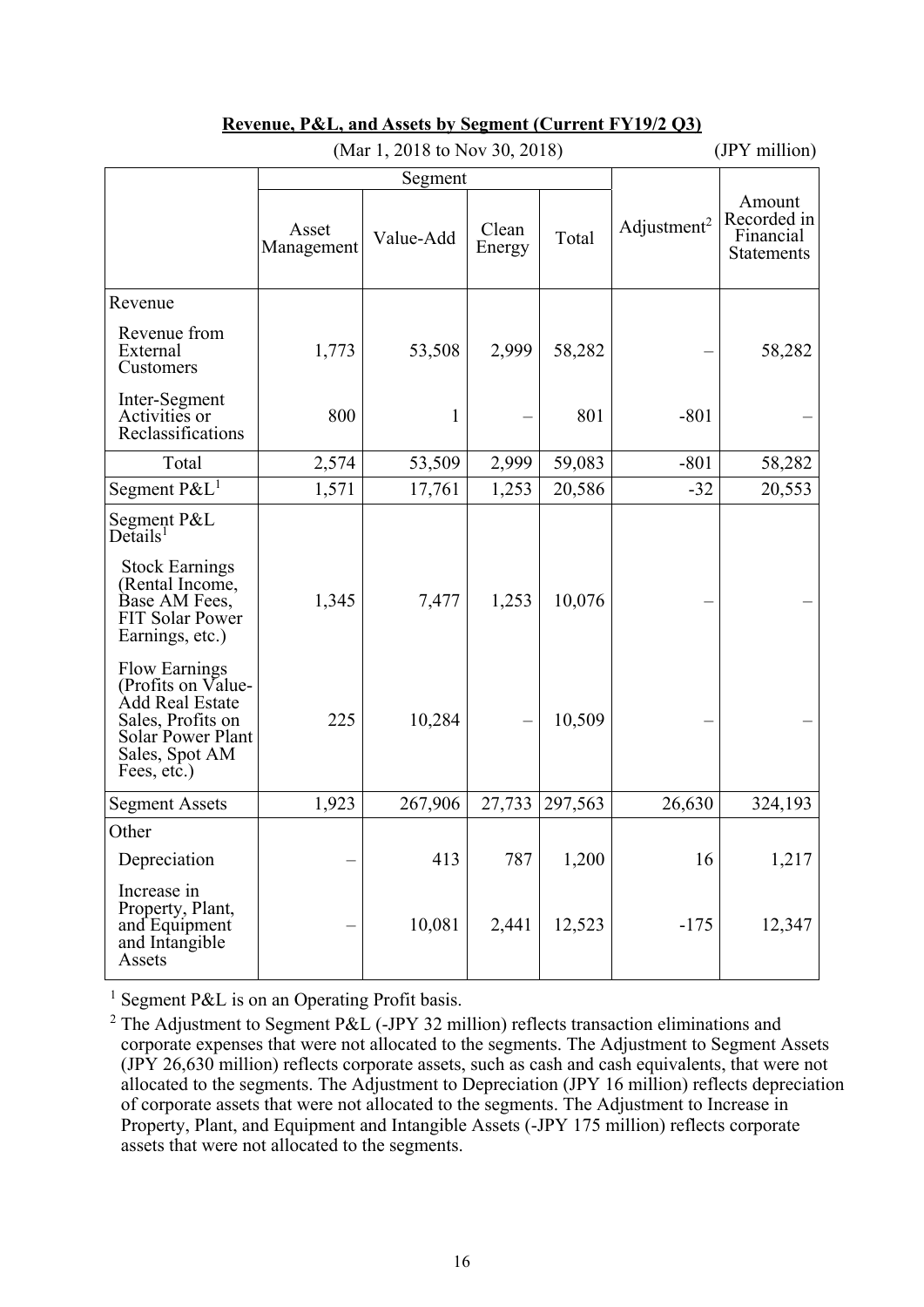**Revenue, P&L, and Assets by Segment (Current FY19/2 Q3)**

(Mar 1, 2018 to Nov 30, 2018) (JPY million)

| | Segment | | | | Adjustment[2] | Amount Recorded in Financial Statements |
|---|---|---|---|---|---|---|
| | Asset Management | Value-Add | Clean Energy | Total | | |
| Revenue | | | | | | |
| Revenue from External Customers | 1,773 | 53,508 | 2,999 | 58,282 | – | 58,282 |
| Inter-Segment Activities or Reclassifications | 800 | 1 | – | 801 | -801 | – |
| Total | 2,574 | 53,509 | 2,999 | 59,083 | -801 | 58,282 |
| Segment P&L[1] | 1,571 | 17,761 | 1,253 | 20,586 | -32 | 20,553 |
| Segment P&L Details[1] | | | | | | |
| Stock Earnings (Rental Income, Base AM Fees, FIT Solar Power Earnings, etc.) | 1,345 | 7,477 | 1,253 | 10,076 | – | – |
| Flow Earnings (Profits on Value-Add Real Estate Sales, Profits on Solar Power Plant Sales, Spot AM Fees, etc.) | 225 | 10,284 | – | 10,509 | – | – |
| Segment Assets | 1,923 | 267,906 | 27,733 | 297,563 | 26,630 | 324,193 |
| Other | | | | | | |
| Depreciation | – | 413 | 787 | 1,200 | 16 | 1,217 |
| Increase in Property, Plant, and Equipment and Intangible Assets | – | 10,081 | 2,441 | 12,523 | -175 | 12,347 |

[1] Segment P&L is on an Operating Profit basis.

[2] The Adjustment to Segment P&L (-JPY 32 million) reflects transaction eliminations and corporate expenses that were not allocated to the segments. The Adjustment to Segment Assets (JPY 26,630 million) reflects corporate assets, such as cash and cash equivalents, that were not allocated to the segments. The Adjustment to Depreciation (JPY 16 million) reflects depreciation of corporate assets that were not allocated to the segments. The Adjustment to Increase in Property, Plant, and Equipment and Intangible Assets (-JPY 175 million) reflects corporate assets that were not allocated to the segments.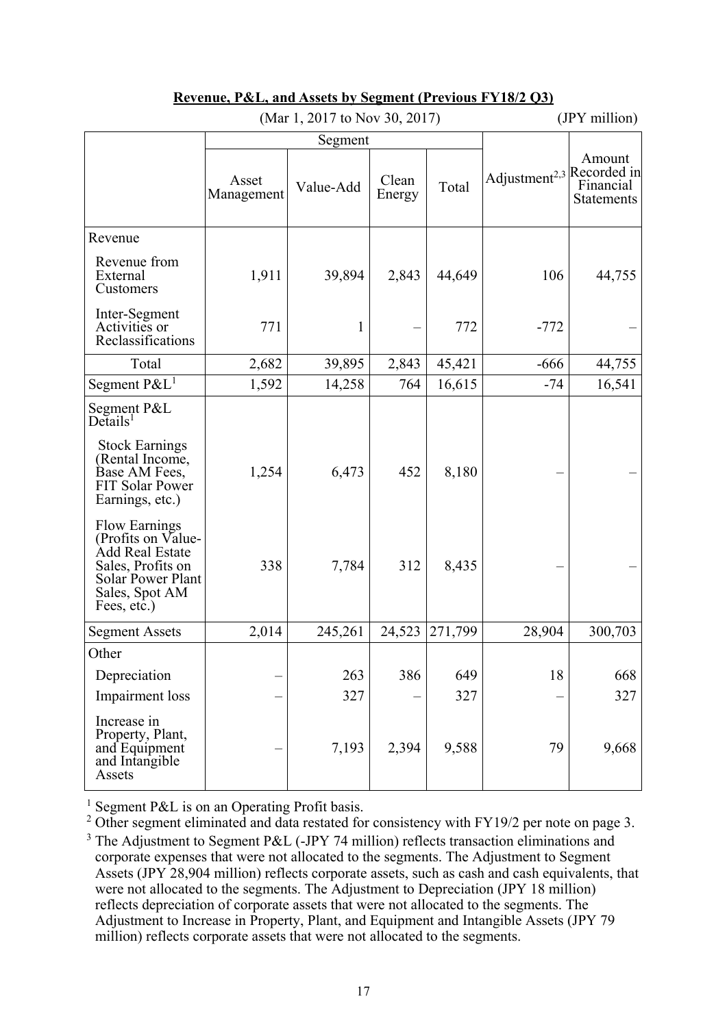**Revenue, P&L, and Assets by Segment (Previous FY18/2 Q3)**

(Mar 1, 2017 to Nov 30, 2017) (JPY million)

| | Segment | | | | Adjustment[2,3] | Amount Recorded in Financial Statements |
|---|---|---|---|---|---|---|
| | Asset Management | Value-Add | Clean Energy | Total | | |
| Revenue | | | | | | |
| Revenue from External Customers | 1,911 | 39,894 | 2,843 | 44,649 | 106 | 44,755 |
| Inter-Segment Activities or Reclassifications | 771 | 1 | – | 772 | -772 | – |
| Total | 2,682 | 39,895 | 2,843 | 45,421 | -666 | 44,755 |
| Segment P&L[1] | 1,592 | 14,258 | 764 | 16,615 | -74 | 16,541 |
| Segment P&L Details[1] | | | | | | |
| Stock Earnings (Rental Income, Base AM Fees, FIT Solar Power Earnings, etc.) | 1,254 | 6,473 | 452 | 8,180 | – | – |
| Flow Earnings (Profits on Value-Add Real Estate Sales, Profits on Solar Power Plant Sales, Spot AM Fees, etc.) | 338 | 7,784 | 312 | 8,435 | – | – |
| Segment Assets | 2,014 | 245,261 | 24,523 | 271,799 | 28,904 | 300,703 |
| Other | | | | | | |
| Depreciation | – | 263 | 386 | 649 | 18 | 668 |
| Impairment loss | – | 327 | – | 327 | – | 327 |
| Increase in Property, Plant, and Equipment and Intangible Assets | – | 7,193 | 2,394 | 9,588 | 79 | 9,668 |

[1] Segment P&L is on an Operating Profit basis.

[2] Other segment eliminated and data restated for consistency with FY19/2 per note on page 3.

[3] The Adjustment to Segment P&L (-JPY 74 million) reflects transaction eliminations and corporate expenses that were not allocated to the segments. The Adjustment to Segment Assets (JPY 28,904 million) reflects corporate assets, such as cash and cash equivalents, that were not allocated to the segments. The Adjustment to Depreciation (JPY 18 million) reflects depreciation of corporate assets that were not allocated to the segments. The Adjustment to Increase in Property, Plant, and Equipment and Intangible Assets (JPY 79 million) reflects corporate assets that were not allocated to the segments.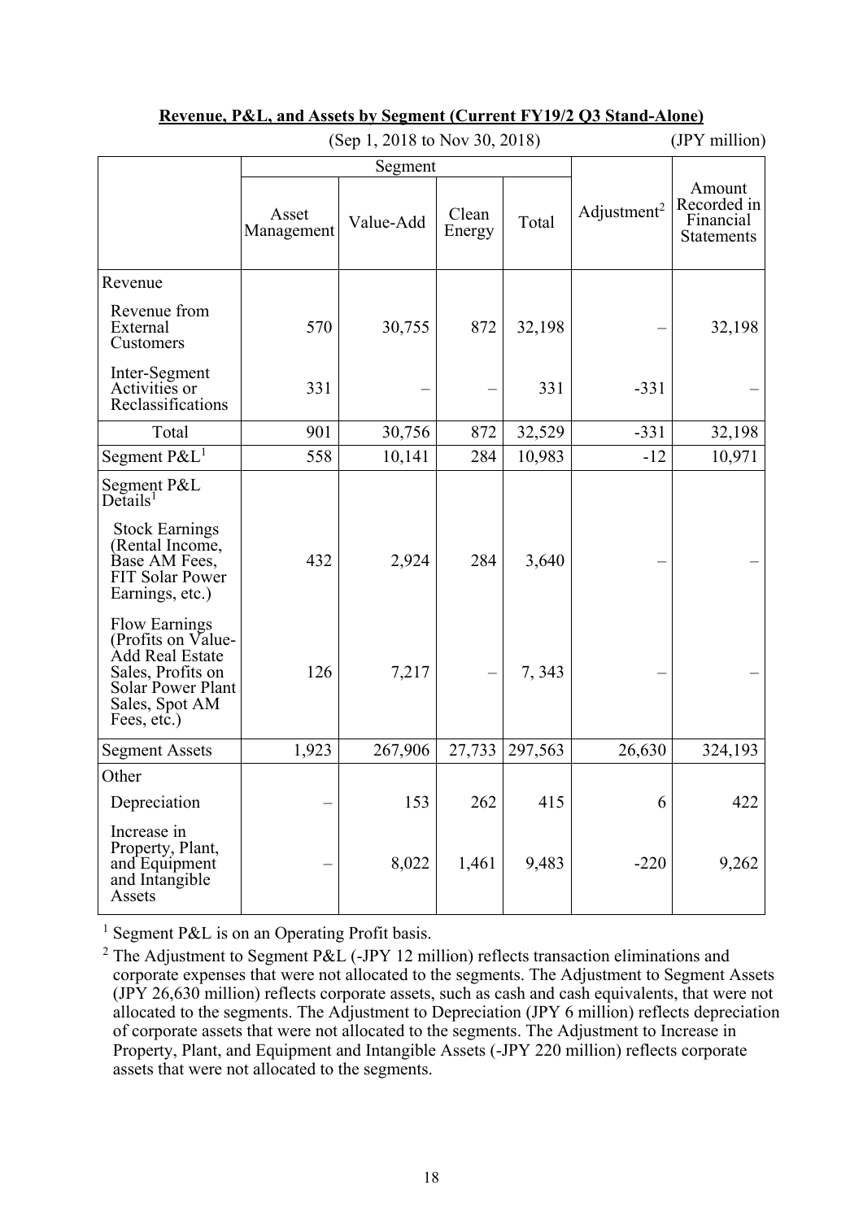**Revenue, P&L, and Assets by Segment (Current FY19/2 Q3 Stand-Alone)**

(Sep 1, 2018 to Nov 30, 2018) (JPY million)

| | Segment | | | | Adjustment[2] | Amount Recorded in Financial Statements |
|---|---|---|---|---|---|---|
| | Asset Management | Value-Add | Clean Energy | Total | | |
| Revenue | | | | | | |
| Revenue from External Customers | 570 | 30,755 | 872 | 32,198 | – | 32,198 |
| Inter-Segment Activities or Reclassifications | 331 | – | – | 331 | -331 | – |
| Total | 901 | 30,756 | 872 | 32,529 | -331 | 32,198 |
| Segment P&L[1] | 558 | 10,141 | 284 | 10,983 | -12 | 10,971 |
| Segment P&L Details[1] | | | | | | |
| Stock Earnings (Rental Income, Base AM Fees, FIT Solar Power Earnings, etc.) | 432 | 2,924 | 284 | 3,640 | – | – |
| Flow Earnings (Profits on Value-Add Real Estate Sales, Profits on Solar Power Plant Sales, Spot AM Fees, etc.) | 126 | 7,217 | – | 7, 343 | – | – |
| Segment Assets | 1,923 | 267,906 | 27,733 | 297,563 | 26,630 | 324,193 |
| Other | | | | | | |
| Depreciation | – | 153 | 262 | 415 | 6 | 422 |
| Increase in Property, Plant, and Equipment and Intangible Assets | – | 8,022 | 1,461 | 9,483 | -220 | 9,262 |

[1] Segment P&L is on an Operating Profit basis.

[2] The Adjustment to Segment P&L (-JPY 12 million) reflects transaction eliminations and corporate expenses that were not allocated to the segments. The Adjustment to Segment Assets (JPY 26,630 million) reflects corporate assets, such as cash and cash equivalents, that were not allocated to the segments. The Adjustment to Depreciation (JPY 6 million) reflects depreciation of corporate assets that were not allocated to the segments. The Adjustment to Increase in Property, Plant, and Equipment and Intangible Assets (-JPY 220 million) reflects corporate assets that were not allocated to the segments.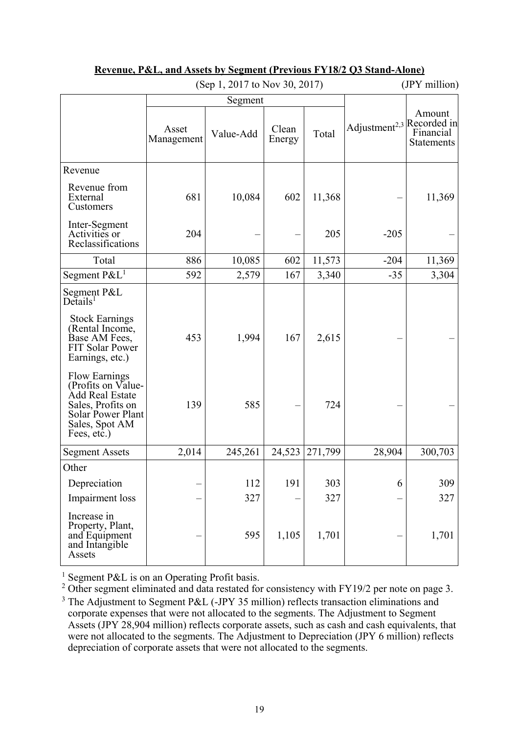**Revenue, P&L, and Assets by Segment (Previous FY18/2 Q3 Stand-Alone)**

(Sep 1, 2017 to Nov 30, 2017) (JPY million)

| | Segment | | | | Adjustment[2,3] | Amount Recorded in Financial Statements |
|---|---|---|---|---|---|---|
| | Asset Management | Value-Add | Clean Energy | Total | | |
| Revenue | | | | | | |
| Revenue from External Customers | 681 | 10,084 | 602 | 11,368 | – | 11,369 |
| Inter-Segment Activities or Reclassifications | 204 | – | – | 205 | -205 | – |
| Total | 886 | 10,085 | 602 | 11,573 | -204 | 11,369 |
| Segment P&L[1] | 592 | 2,579 | 167 | 3,340 | -35 | 3,304 |
| Segment P&L Details[1] | | | | | | |
| Stock Earnings (Rental Income, Base AM Fees, FIT Solar Power Earnings, etc.) | 453 | 1,994 | 167 | 2,615 | – | – |
| Flow Earnings (Profits on Value-Add Real Estate Sales, Profits on Solar Power Plant Sales, Spot AM Fees, etc.) | 139 | 585 | – | 724 | – | – |
| Segment Assets | 2,014 | 245,261 | 24,523 | 271,799 | 28,904 | 300,703 |
| Other | | | | | | |
| Depreciation | – | 112 | 191 | 303 | 6 | 309 |
| Impairment loss | – | 327 | – | 327 | – | 327 |
| Increase in Property, Plant, and Equipment and Intangible Assets | – | 595 | 1,105 | 1,701 | – | 1,701 |

[1] Segment P&L is on an Operating Profit basis.

[2] Other segment eliminated and data restated for consistency with FY19/2 per note on page 3.

[3] The Adjustment to Segment P&L (-JPY 35 million) reflects transaction eliminations and corporate expenses that were not allocated to the segments. The Adjustment to Segment Assets (JPY 28,904 million) reflects corporate assets, such as cash and cash equivalents, that were not allocated to the segments. The Adjustment to Depreciation (JPY 6 million) reflects depreciation of corporate assets that were not allocated to the segments.